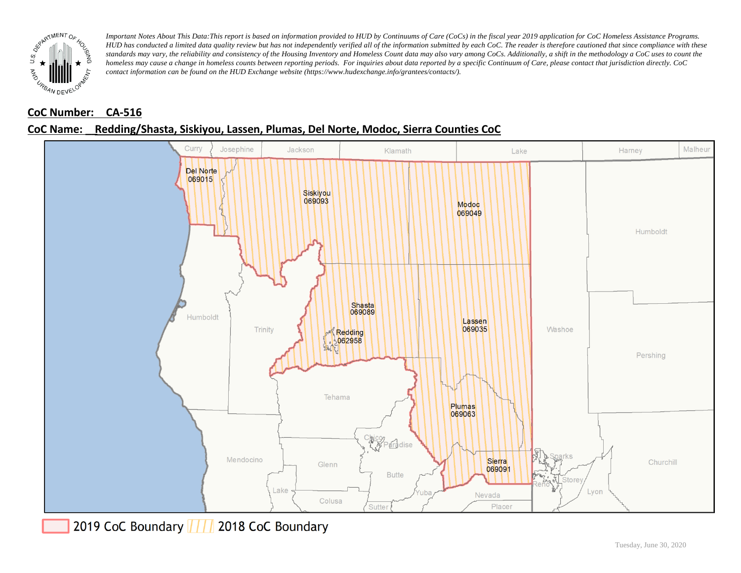*Important Notes About This Data: This report is based on information provided to HUD by Continuums of Care (CoCs) in the fiscal year 2019 application for CoC Homeless Assistance Programs. HUD has conducted a limited data quality review but has not independently verified all of the information submitted by each CoC. The reader is therefore cautioned that since compliance with these standards may vary, the reliability and consistency of the Housing Inventory and Homeless Count data may also vary among CoCs. Additionally, a shift in the methodology a CoC uses to count the homeless may cause a change in homeless counts between reporting periods. For inquiries about data reported by a specific Continuum of Care, please contact that jurisdiction directly. CoC contact information can be found on the HUD Exchange website (https://www.hudexchange.info/grantees/contacts/).*

## CoC Number: CA-516

## CoC Name: Redding/Shasta, Siskiyou, Lassen, Plumas, Del Norte, Modoc, Sierra Counties CoC

2019 CoC Boundary | 2018 CoC Boundary

Tuesday, June 30, 2020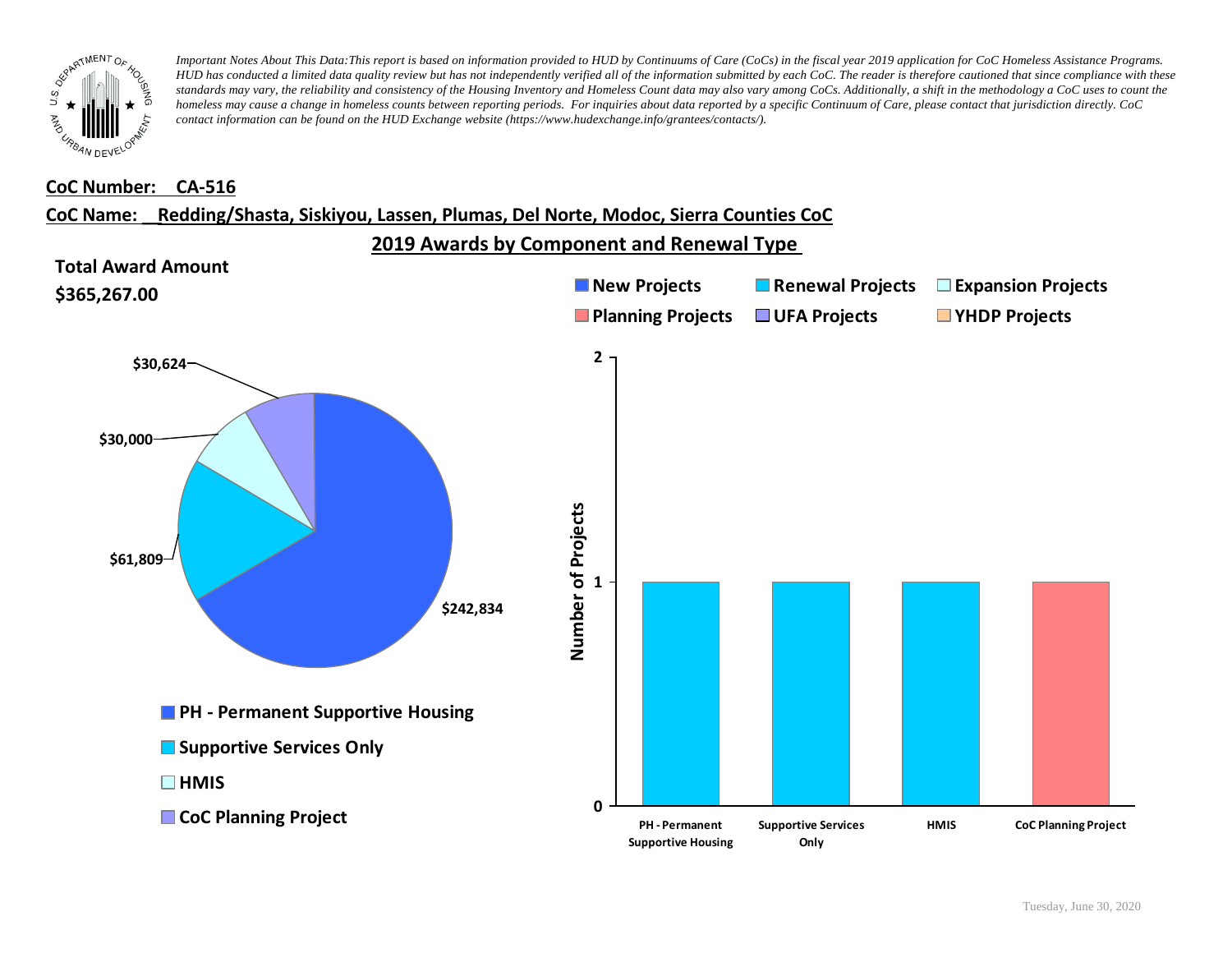*Important Notes About This Data:This report is based on information provided to HUD by Continuums of Care (CoCs) in the fiscal year 2019 application for CoC Homeless Assistance Programs. HUD has conducted a limited data quality review but has not independently verified all of the information submitted by each CoC. The reader is therefore cautioned that since compliance with these standards may vary, the reliability and consistency of the Housing Inventory and Homeless Count data may also vary among CoCs. Additionally, a shift in the methodology a CoC uses to count the homeless may cause a change in homeless counts between reporting periods. For inquiries about data reported by a specific Continuum of Care, please contact that jurisdiction directly. CoC contact information can be found on the HUD Exchange website (https://www.hudexchange.info/grantees/contacts/).*

**CoC Number: CA-516**

**CoC Name: Redding/Shasta, Siskiyou, Lassen, Plumas, Del Norte, Modoc, Sierra Counties CoC**

## 2019 Awards by Component and Renewal Type

**Total Award Amount**

**$365,267.00**

| Component | Award Amount |
| --- | --- |
| PH - Permanent Supportive Housing | $242,834 |
| Supportive Services Only | $61,809 |
| HMIS | $30,000 |
| CoC Planning Project | $30,624 |

Legend: New Projects, Renewal Projects, Expansion Projects, Planning Projects, UFA Projects, YHDP Projects

| Component | Number of Projects | Type |
| --- | --- | --- |
| PH - Permanent Supportive Housing | 1 | Renewal Projects |
| Supportive Services Only | 1 | Renewal Projects |
| HMIS | 1 | Renewal Projects |
| CoC Planning Project | 1 | Planning Projects |

Tuesday, June 30, 2020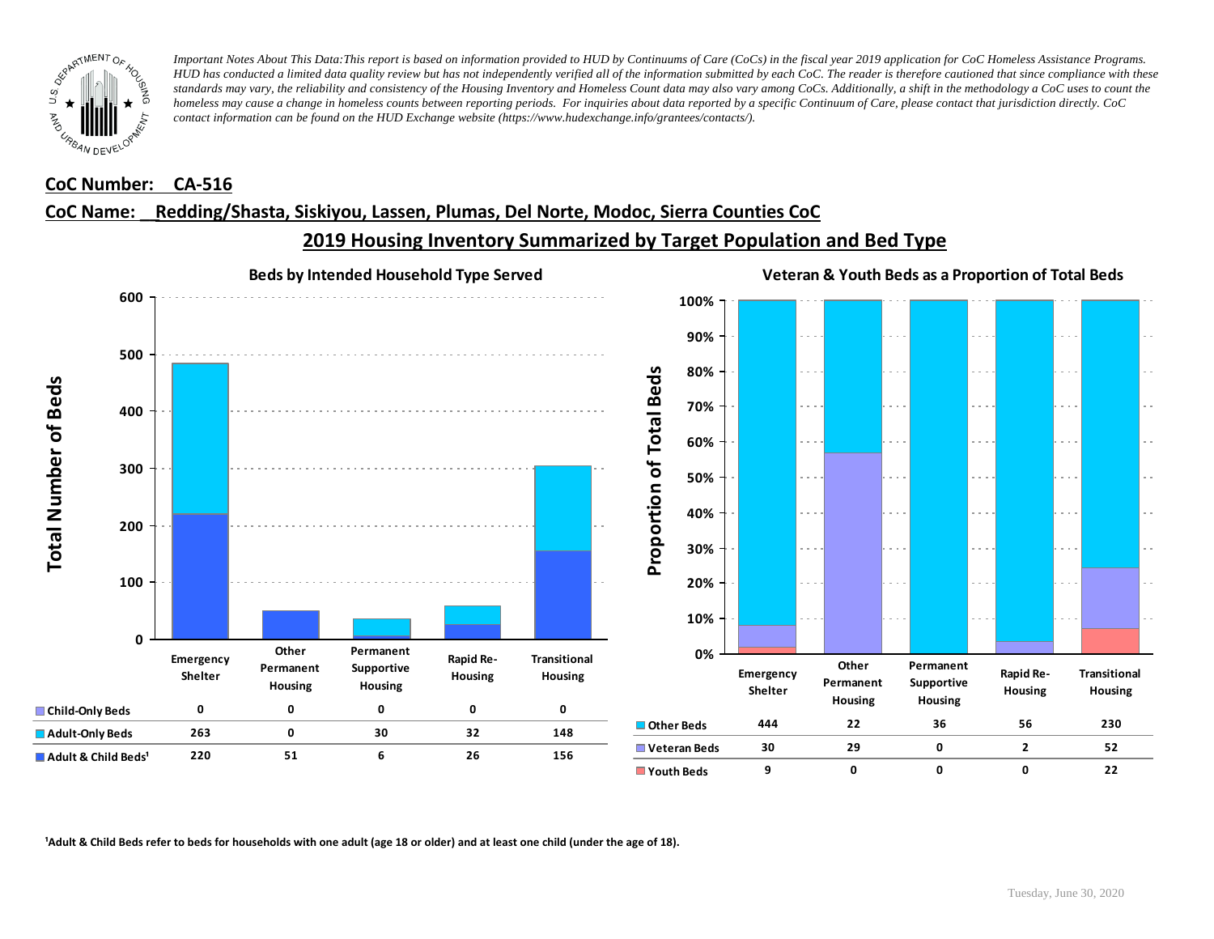*Important Notes About This Data: This report is based on information provided to HUD by Continuums of Care (CoCs) in the fiscal year 2019 application for CoC Homeless Assistance Programs. HUD has conducted a limited data quality review but has not independently verified all of the information submitted by each CoC. The reader is therefore cautioned that since compliance with these standards may vary, the reliability and consistency of the Housing Inventory and Homeless Count data may also vary among CoCs. Additionally, a shift in the methodology a CoC uses to count the homeless may cause a change in homeless counts between reporting periods. For inquiries about data reported by a specific Continuum of Care, please contact that jurisdiction directly. CoC contact information can be found on the HUD Exchange website (https://www.hudexchange.info/grantees/contacts/).*

**CoC Number: CA-516**

**CoC Name: Redding/Shasta, Siskiyou, Lassen, Plumas, Del Norte, Modoc, Sierra Counties CoC**

## 2019 Housing Inventory Summarized by Target Population and Bed Type

### Beds by Intended Household Type Served

| | Emergency Shelter | Other Permanent Housing | Permanent Supportive Housing | Rapid Re-Housing | Transitional Housing |
|---|---|---|---|---|---|
| Child-Only Beds | 0 | 0 | 0 | 0 | 0 |
| Adult-Only Beds | 263 | 0 | 30 | 32 | 148 |
| Adult & Child Beds[1] | 220 | 51 | 6 | 26 | 156 |

### Veteran & Youth Beds as a Proportion of Total Beds

| | Emergency Shelter | Other Permanent Housing | Permanent Supportive Housing | Rapid Re-Housing | Transitional Housing |
|---|---|---|---|---|---|
| Other Beds | 444 | 22 | 36 | 56 | 230 |
| Veteran Beds | 30 | 29 | 0 | 2 | 52 |
| Youth Beds | 9 | 0 | 0 | 0 | 22 |

[1]Adult & Child Beds refer to beds for households with one adult (age 18 or older) and at least one child (under the age of 18).

Tuesday, June 30, 2020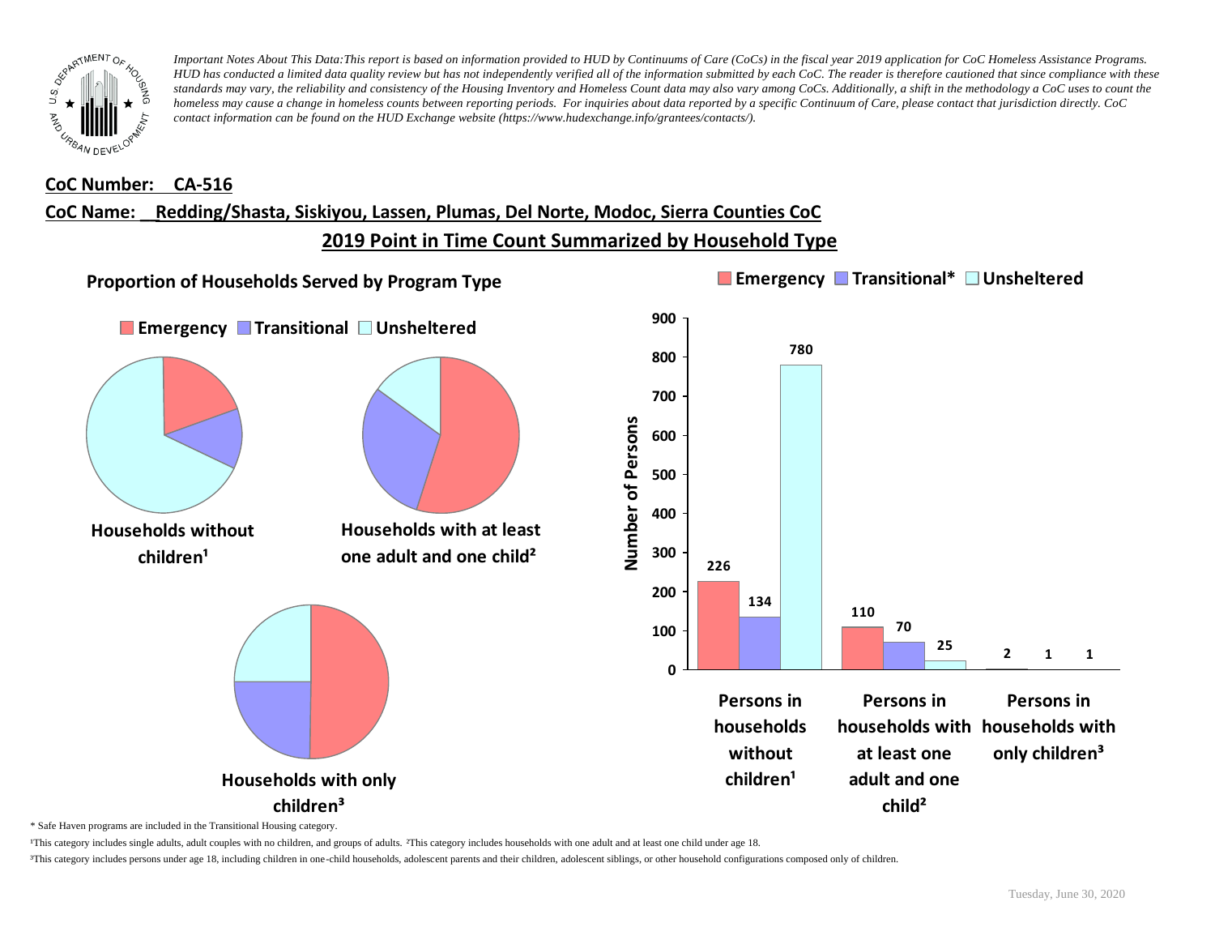*Important Notes About This Data:This report is based on information provided to HUD by Continuums of Care (CoCs) in the fiscal year 2019 application for CoC Homeless Assistance Programs. HUD has conducted a limited data quality review but has not independently verified all of the information submitted by each CoC. The reader is therefore cautioned that since compliance with these standards may vary, the reliability and consistency of the Housing Inventory and Homeless Count data may also vary among CoCs. Additionally, a shift in the methodology a CoC uses to count the homeless may cause a change in homeless counts between reporting periods. For inquiries about data reported by a specific Continuum of Care, please contact that jurisdiction directly. CoC contact information can be found on the HUD Exchange website (https://www.hudexchange.info/grantees/contacts/).*

**CoC Number: CA-516**

**CoC Name: Redding/Shasta, Siskiyou, Lassen, Plumas, Del Norte, Modoc, Sierra Counties CoC**

## 2019 Point in Time Count Summarized by Household Type

### Proportion of Households Served by Program Type

Emergency | Transitional | Unsheltered

Households without children[1]

Households with at least one adult and one child[2]

Households with only children[3]

Emergency | Transitional* | Unsheltered

| Number of Persons | Emergency | Transitional* | Unsheltered |
|---|---|---|---|
| Persons in households without children[1] | 226 | 134 | 780 |
| Persons in households with at least one adult and one child[2] | 110 | 70 | 25 |
| Persons in households with only children[3] | 2 | 1 | 1 |

\* Safe Haven programs are included in the Transitional Housing category.

[1]This category includes single adults, adult couples with no children, and groups of adults. [2]This category includes households with one adult and at least one child under age 18.

[3]This category includes persons under age 18, including children in one-child households, adolescent parents and their children, adolescent siblings, or other household configurations composed only of children.

Tuesday, June 30, 2020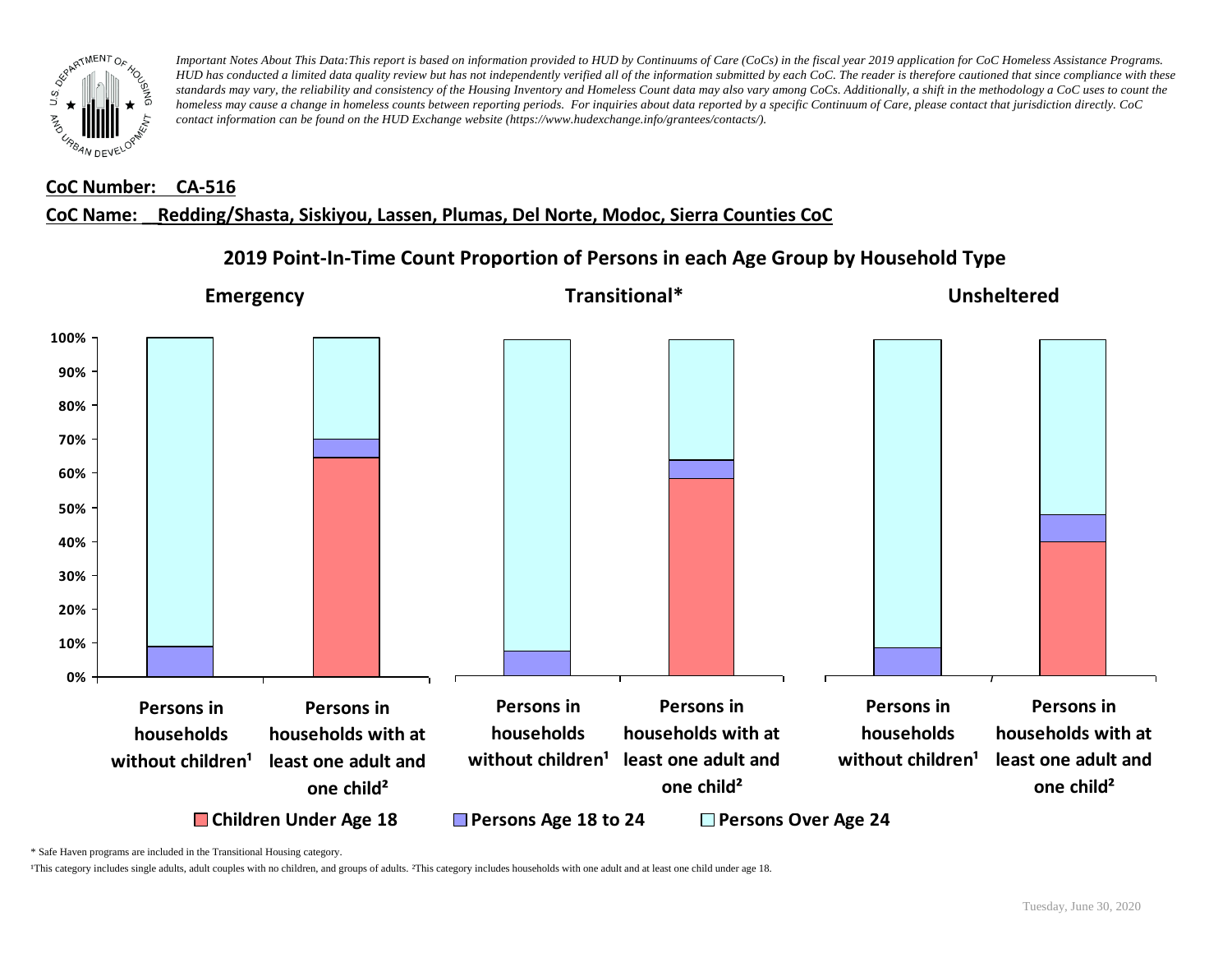*Important Notes About This Data:This report is based on information provided to HUD by Continuums of Care (CoCs) in the fiscal year 2019 application for CoC Homeless Assistance Programs. HUD has conducted a limited data quality review but has not independently verified all of the information submitted by each CoC. The reader is therefore cautioned that since compliance with these standards may vary, the reliability and consistency of the Housing Inventory and Homeless Count data may also vary among CoCs. Additionally, a shift in the methodology a CoC uses to count the homeless may cause a change in homeless counts between reporting periods. For inquiries about data reported by a specific Continuum of Care, please contact that jurisdiction directly. CoC contact information can be found on the HUD Exchange website (https://www.hudexchange.info/grantees/contacts/).*

**CoC Number: CA-516**

**CoC Name: Redding/Shasta, Siskiyou, Lassen, Plumas, Del Norte, Modoc, Sierra Counties CoC**

## 2019 Point-In-Time Count Proportion of Persons in each Age Group by Household Type

**Emergency** | **Transitional*** | **Unsheltered**

- Persons in households without children¹
- Persons in households with at least one adult and one child²

Legend: Children Under Age 18 | Persons Age 18 to 24 | Persons Over Age 24

\* Safe Haven programs are included in the Transitional Housing category.

¹This category includes single adults, adult couples with no children, and groups of adults. ²This category includes households with one adult and at least one child under age 18.

Tuesday, June 30, 2020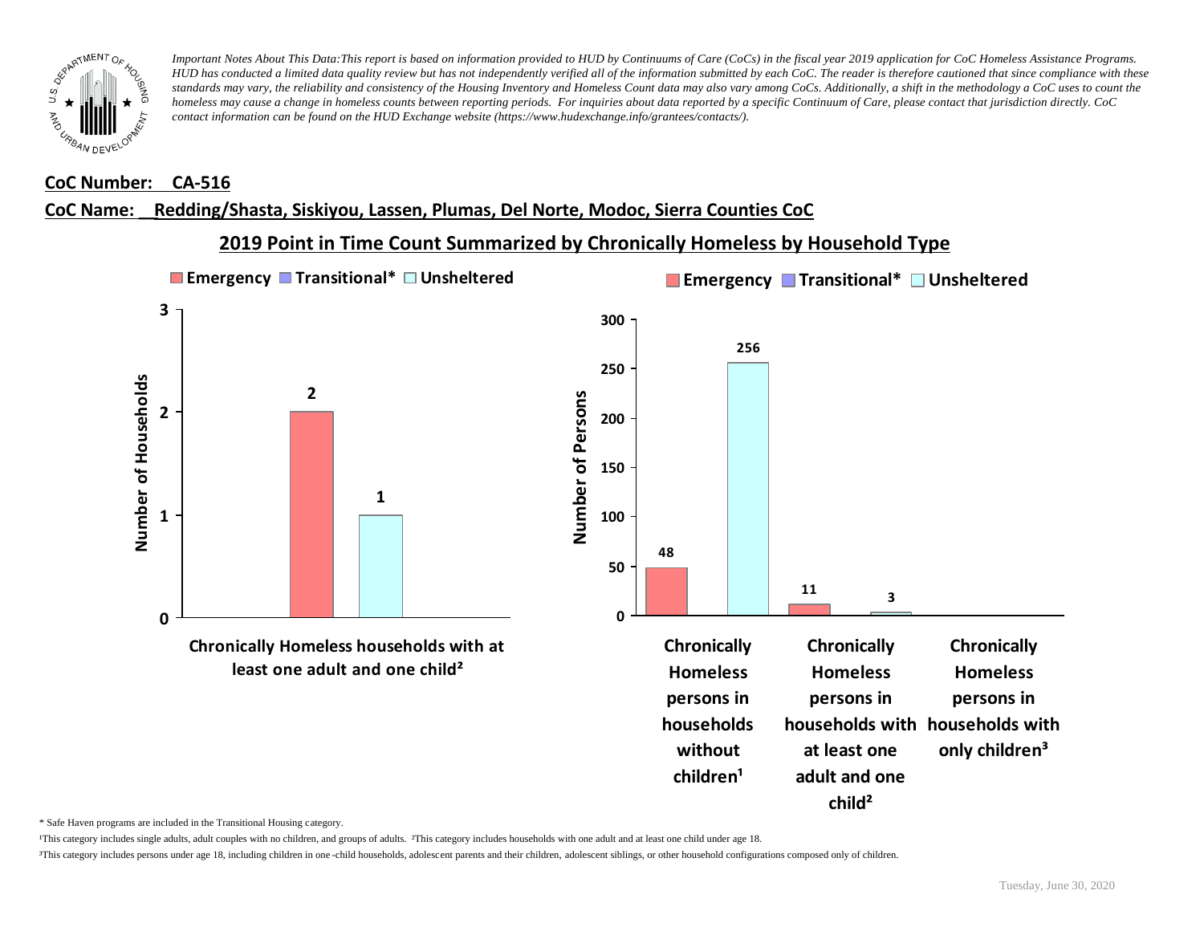*Important Notes About This Data:This report is based on information provided to HUD by Continuums of Care (CoCs) in the fiscal year 2019 application for CoC Homeless Assistance Programs. HUD has conducted a limited data quality review but has not independently verified all of the information submitted by each CoC. The reader is therefore cautioned that since compliance with these standards may vary, the reliability and consistency of the Housing Inventory and Homeless Count data may also vary among CoCs. Additionally, a shift in the methodology a CoC uses to count the homeless may cause a change in homeless counts between reporting periods. For inquiries about data reported by a specific Continuum of Care, please contact that jurisdiction directly. CoC contact information can be found on the HUD Exchange website (https://www.hudexchange.info/grantees/contacts/).*

**CoC Number: CA-516**

**CoC Name: Redding/Shasta, Siskiyou, Lassen, Plumas, Del Norte, Modoc, Sierra Counties CoC**

## 2019 Point in Time Count Summarized by Chronically Homeless by Household Type

**Number of Households**

| | Emergency | Transitional* | Unsheltered |
|---|---|---|---|
| Chronically Homeless households with at least one adult and one child² | 2 | | 1 |

**Number of Persons**

| | Emergency | Transitional* | Unsheltered |
|---|---|---|---|
| Chronically Homeless persons in households without children¹ | 48 | | 256 |
| Chronically Homeless persons in households with at least one adult and one child² | 11 | | 3 |
| Chronically Homeless persons in households with only children³ | | | |

\* Safe Haven programs are included in the Transitional Housing category.

¹This category includes single adults, adult couples with no children, and groups of adults. ²This category includes households with one adult and at least one child under age 18.

³This category includes persons under age 18, including children in one-child households, adolescent parents and their children, adolescent siblings, or other household configurations composed only of children.

Tuesday, June 30, 2020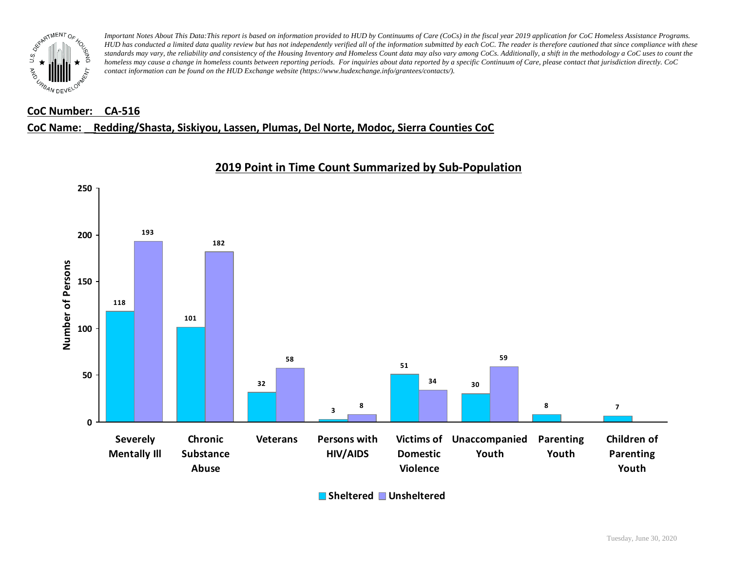*Important Notes About This Data:This report is based on information provided to HUD by Continuums of Care (CoCs) in the fiscal year 2019 application for CoC Homeless Assistance Programs. HUD has conducted a limited data quality review but has not independently verified all of the information submitted by each CoC. The reader is therefore cautioned that since compliance with these standards may vary, the reliability and consistency of the Housing Inventory and Homeless Count data may also vary among CoCs. Additionally, a shift in the methodology a CoC uses to count the homeless may cause a change in homeless counts between reporting periods. For inquiries about data reported by a specific Continuum of Care, please contact that jurisdiction directly. CoC contact information can be found on the HUD Exchange website (https://www.hudexchange.info/grantees/contacts/).*

**CoC Number: CA-516**

**CoC Name: Redding/Shasta, Siskiyou, Lassen, Plumas, Del Norte, Modoc, Sierra Counties CoC**

## 2019 Point in Time Count Summarized by Sub-Population

Number of Persons

250
200
150
100
50
0

Severely Mentally Ill: 118, 193
Chronic Substance Abuse: 101, 182
Veterans: 32, 58
Persons with HIV/AIDS: 3, 8
Victims of Domestic Violence: 51, 34
Unaccompanied Youth: 30, 59
Parenting Youth: 8
Children of Parenting Youth: 7

Sheltered
Unsheltered

Tuesday, June 30, 2020